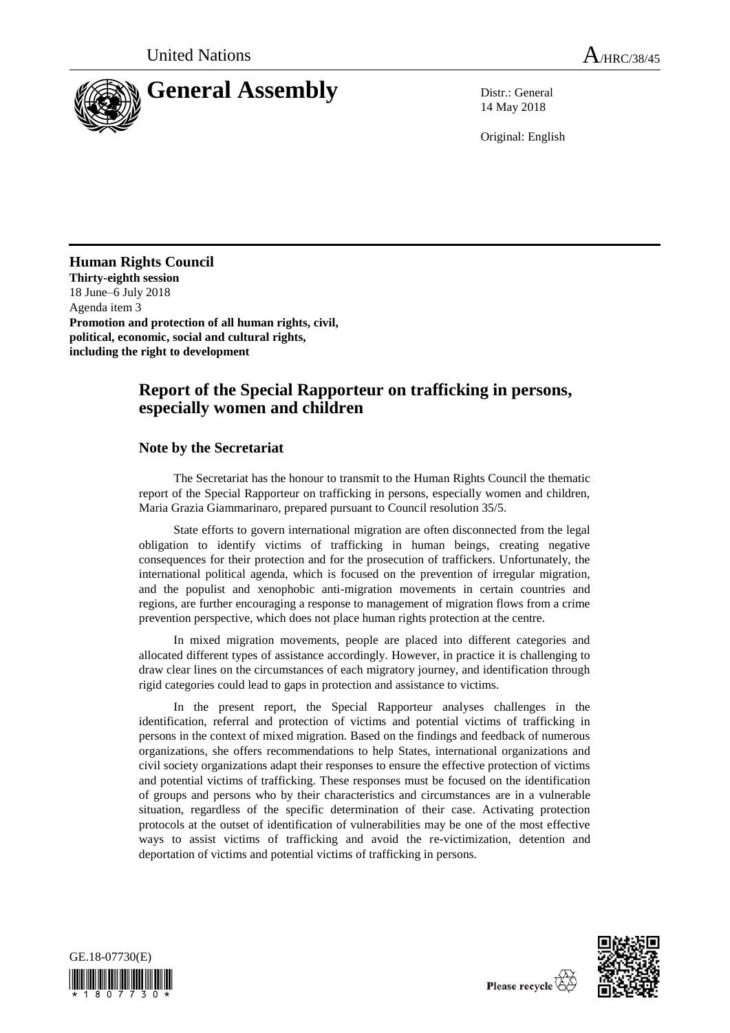United Nations

# A/HRC/38/45

# General Assembly

Distr.: General
14 May 2018

Original: English

**Human Rights Council**
**Thirty-eighth session**
18 June–6 July 2018
Agenda item 3
**Promotion and protection of all human rights, civil, political, economic, social and cultural rights, including the right to development**

## Report of the Special Rapporteur on trafficking in persons, especially women and children

### Note by the Secretariat

The Secretariat has the honour to transmit to the Human Rights Council the thematic report of the Special Rapporteur on trafficking in persons, especially women and children, Maria Grazia Giammarinaro, prepared pursuant to Council resolution 35/5.

State efforts to govern international migration are often disconnected from the legal obligation to identify victims of trafficking in human beings, creating negative consequences for their protection and for the prosecution of traffickers. Unfortunately, the international political agenda, which is focused on the prevention of irregular migration, and the populist and xenophobic anti-migration movements in certain countries and regions, are further encouraging a response to management of migration flows from a crime prevention perspective, which does not place human rights protection at the centre.

In mixed migration movements, people are placed into different categories and allocated different types of assistance accordingly. However, in practice it is challenging to draw clear lines on the circumstances of each migratory journey, and identification through rigid categories could lead to gaps in protection and assistance to victims.

In the present report, the Special Rapporteur analyses challenges in the identification, referral and protection of victims and potential victims of trafficking in persons in the context of mixed migration. Based on the findings and feedback of numerous organizations, she offers recommendations to help States, international organizations and civil society organizations adapt their responses to ensure the effective protection of victims and potential victims of trafficking. These responses must be focused on the identification of groups and persons who by their characteristics and circumstances are in a vulnerable situation, regardless of the specific determination of their case. Activating protection protocols at the outset of identification of vulnerabilities may be one of the most effective ways to assist victims of trafficking and avoid the re-victimization, detention and deportation of victims and potential victims of trafficking in persons.

GE.18-07730(E)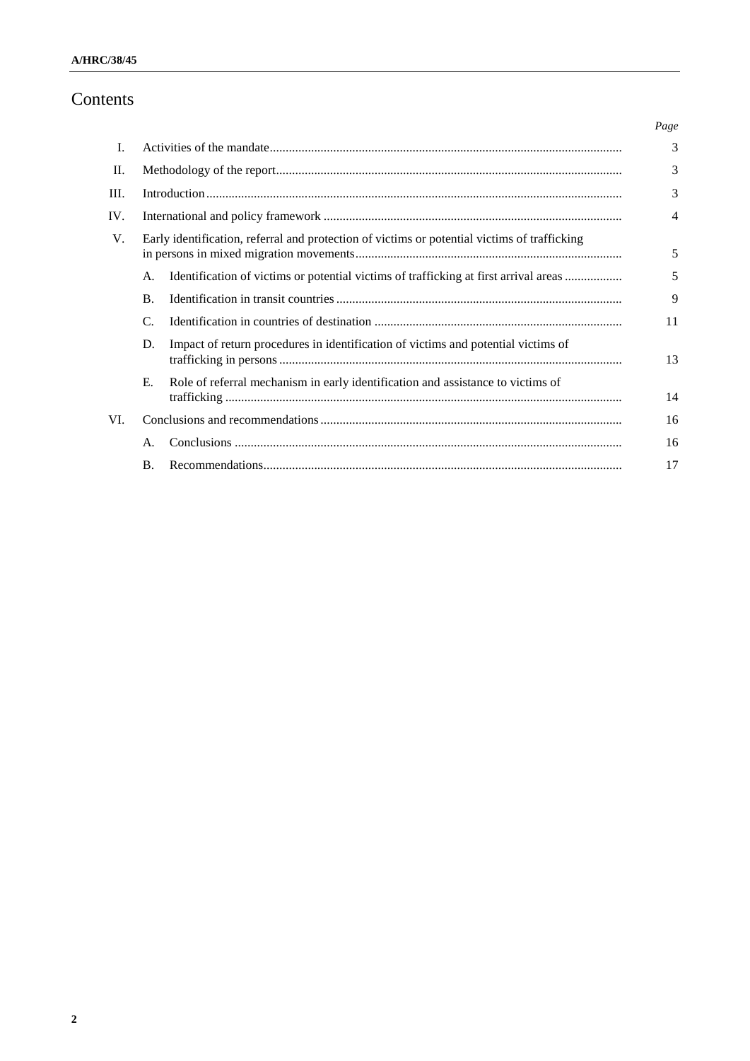# Contents

| | | Page |
|---|---|---|
| I. | Activities of the mandate | 3 |
| II. | Methodology of the report | 3 |
| III. | Introduction | 3 |
| IV. | International and policy framework | 4 |
| V. | Early identification, referral and protection of victims or potential victims of trafficking in persons in mixed migration movements | 5 |
| | A. Identification of victims or potential victims of trafficking at first arrival areas | 5 |
| | B. Identification in transit countries | 9 |
| | C. Identification in countries of destination | 11 |
| | D. Impact of return procedures in identification of victims and potential victims of trafficking in persons | 13 |
| | E. Role of referral mechanism in early identification and assistance to victims of trafficking | 14 |
| VI. | Conclusions and recommendations | 16 |
| | A. Conclusions | 16 |
| | B. Recommendations | 17 |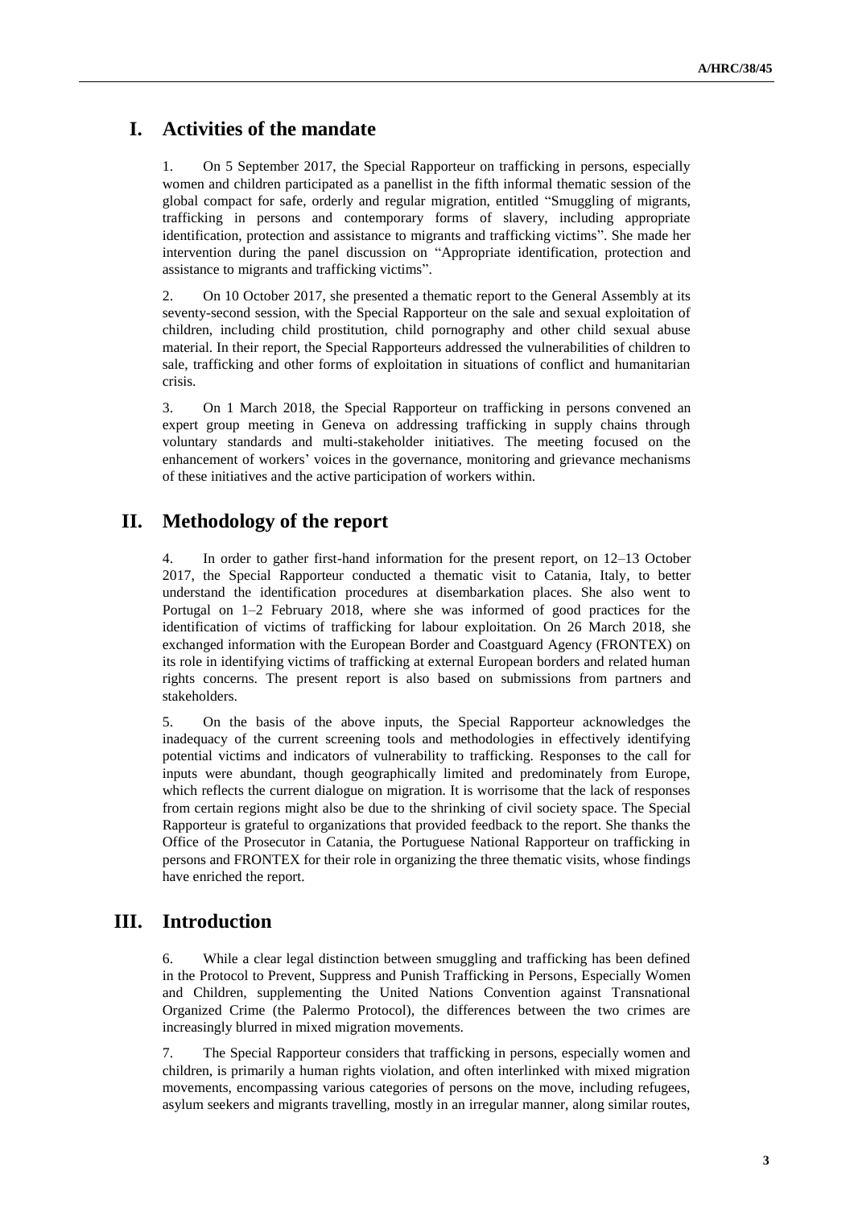## I. Activities of the mandate

1. On 5 September 2017, the Special Rapporteur on trafficking in persons, especially women and children participated as a panellist in the fifth informal thematic session of the global compact for safe, orderly and regular migration, entitled "Smuggling of migrants, trafficking in persons and contemporary forms of slavery, including appropriate identification, protection and assistance to migrants and trafficking victims". She made her intervention during the panel discussion on "Appropriate identification, protection and assistance to migrants and trafficking victims".

2. On 10 October 2017, she presented a thematic report to the General Assembly at its seventy-second session, with the Special Rapporteur on the sale and sexual exploitation of children, including child prostitution, child pornography and other child sexual abuse material. In their report, the Special Rapporteurs addressed the vulnerabilities of children to sale, trafficking and other forms of exploitation in situations of conflict and humanitarian crisis.

3. On 1 March 2018, the Special Rapporteur on trafficking in persons convened an expert group meeting in Geneva on addressing trafficking in supply chains through voluntary standards and multi-stakeholder initiatives. The meeting focused on the enhancement of workers' voices in the governance, monitoring and grievance mechanisms of these initiatives and the active participation of workers within.

## II. Methodology of the report

4. In order to gather first-hand information for the present report, on 12–13 October 2017, the Special Rapporteur conducted a thematic visit to Catania, Italy, to better understand the identification procedures at disembarkation places. She also went to Portugal on 1–2 February 2018, where she was informed of good practices for the identification of victims of trafficking for labour exploitation. On 26 March 2018, she exchanged information with the European Border and Coastguard Agency (FRONTEX) on its role in identifying victims of trafficking at external European borders and related human rights concerns. The present report is also based on submissions from partners and stakeholders.

5. On the basis of the above inputs, the Special Rapporteur acknowledges the inadequacy of the current screening tools and methodologies in effectively identifying potential victims and indicators of vulnerability to trafficking. Responses to the call for inputs were abundant, though geographically limited and predominately from Europe, which reflects the current dialogue on migration. It is worrisome that the lack of responses from certain regions might also be due to the shrinking of civil society space. The Special Rapporteur is grateful to organizations that provided feedback to the report. She thanks the Office of the Prosecutor in Catania, the Portuguese National Rapporteur on trafficking in persons and FRONTEX for their role in organizing the three thematic visits, whose findings have enriched the report.

## III. Introduction

6. While a clear legal distinction between smuggling and trafficking has been defined in the Protocol to Prevent, Suppress and Punish Trafficking in Persons, Especially Women and Children, supplementing the United Nations Convention against Transnational Organized Crime (the Palermo Protocol), the differences between the two crimes are increasingly blurred in mixed migration movements.

7. The Special Rapporteur considers that trafficking in persons, especially women and children, is primarily a human rights violation, and often interlinked with mixed migration movements, encompassing various categories of persons on the move, including refugees, asylum seekers and migrants travelling, mostly in an irregular manner, along similar routes,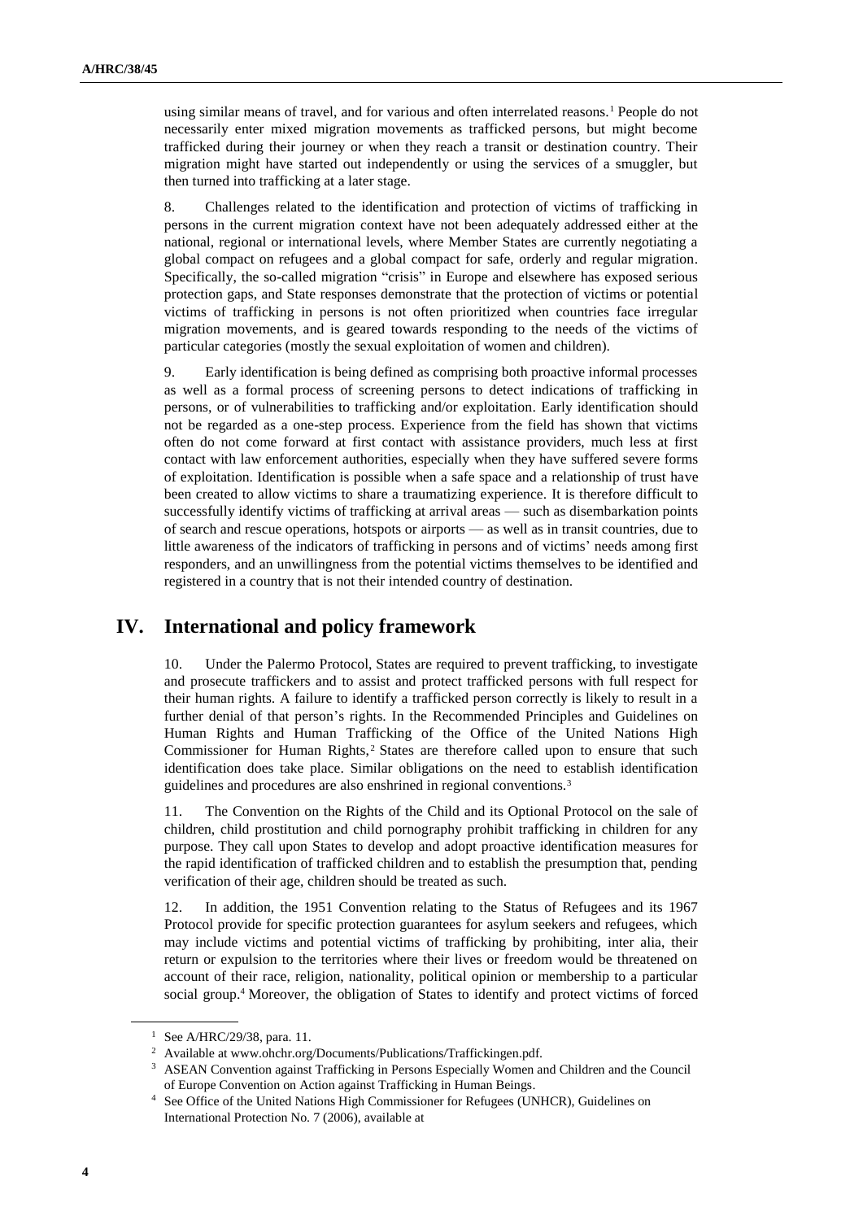using similar means of travel, and for various and often interrelated reasons.[1] People do not necessarily enter mixed migration movements as trafficked persons, but might become trafficked during their journey or when they reach a transit or destination country. Their migration might have started out independently or using the services of a smuggler, but then turned into trafficking at a later stage.

8. Challenges related to the identification and protection of victims of trafficking in persons in the current migration context have not been adequately addressed either at the national, regional or international levels, where Member States are currently negotiating a global compact on refugees and a global compact for safe, orderly and regular migration. Specifically, the so-called migration "crisis" in Europe and elsewhere has exposed serious protection gaps, and State responses demonstrate that the protection of victims or potential victims of trafficking in persons is not often prioritized when countries face irregular migration movements, and is geared towards responding to the needs of the victims of particular categories (mostly the sexual exploitation of women and children).

9. Early identification is being defined as comprising both proactive informal processes as well as a formal process of screening persons to detect indications of trafficking in persons, or of vulnerabilities to trafficking and/or exploitation. Early identification should not be regarded as a one-step process. Experience from the field has shown that victims often do not come forward at first contact with assistance providers, much less at first contact with law enforcement authorities, especially when they have suffered severe forms of exploitation. Identification is possible when a safe space and a relationship of trust have been created to allow victims to share a traumatizing experience. It is therefore difficult to successfully identify victims of trafficking at arrival areas — such as disembarkation points of search and rescue operations, hotspots or airports — as well as in transit countries, due to little awareness of the indicators of trafficking in persons and of victims' needs among first responders, and an unwillingness from the potential victims themselves to be identified and registered in a country that is not their intended country of destination.

## IV. International and policy framework

10. Under the Palermo Protocol, States are required to prevent trafficking, to investigate and prosecute traffickers and to assist and protect trafficked persons with full respect for their human rights. A failure to identify a trafficked person correctly is likely to result in a further denial of that person's rights. In the Recommended Principles and Guidelines on Human Rights and Human Trafficking of the Office of the United Nations High Commissioner for Human Rights,[2] States are therefore called upon to ensure that such identification does take place. Similar obligations on the need to establish identification guidelines and procedures are also enshrined in regional conventions.[3]

11. The Convention on the Rights of the Child and its Optional Protocol on the sale of children, child prostitution and child pornography prohibit trafficking in children for any purpose. They call upon States to develop and adopt proactive identification measures for the rapid identification of trafficked children and to establish the presumption that, pending verification of their age, children should be treated as such.

12. In addition, the 1951 Convention relating to the Status of Refugees and its 1967 Protocol provide for specific protection guarantees for asylum seekers and refugees, which may include victims and potential victims of trafficking by prohibiting, inter alia, their return or expulsion to the territories where their lives or freedom would be threatened on account of their race, religion, nationality, political opinion or membership to a particular social group.[4] Moreover, the obligation of States to identify and protect victims of forced

[1] See A/HRC/29/38, para. 11.

[2] Available at www.ohchr.org/Documents/Publications/Traffickingen.pdf.

[3] ASEAN Convention against Trafficking in Persons Especially Women and Children and the Council of Europe Convention on Action against Trafficking in Human Beings.

[4] See Office of the United Nations High Commissioner for Refugees (UNHCR), Guidelines on International Protection No. 7 (2006), available at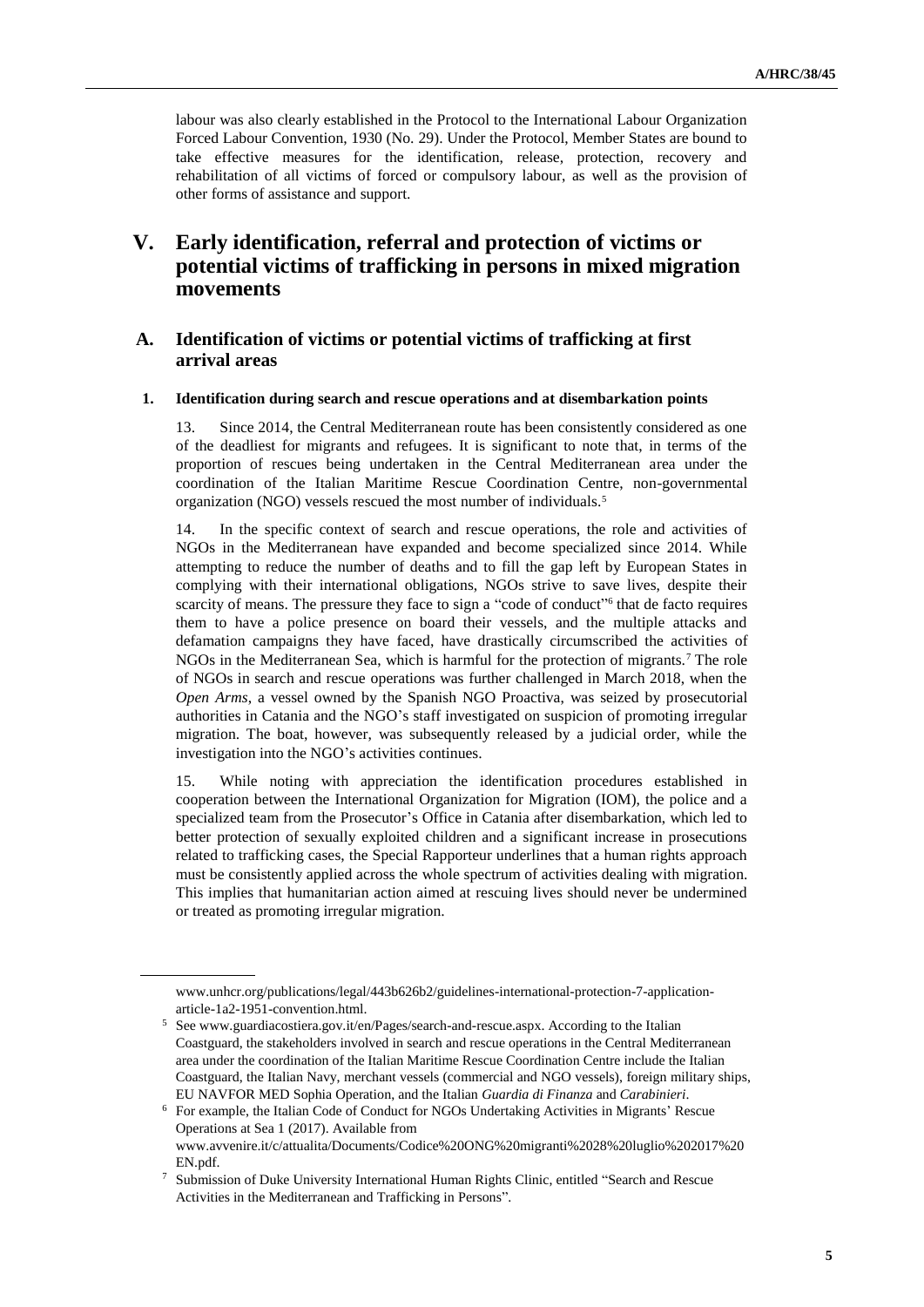labour was also clearly established in the Protocol to the International Labour Organization Forced Labour Convention, 1930 (No. 29). Under the Protocol, Member States are bound to take effective measures for the identification, release, protection, recovery and rehabilitation of all victims of forced or compulsory labour, as well as the provision of other forms of assistance and support.

# V. Early identification, referral and protection of victims or potential victims of trafficking in persons in mixed migration movements

## A. Identification of victims or potential victims of trafficking at first arrival areas

### 1. Identification during search and rescue operations and at disembarkation points

13. Since 2014, the Central Mediterranean route has been consistently considered as one of the deadliest for migrants and refugees. It is significant to note that, in terms of the proportion of rescues being undertaken in the Central Mediterranean area under the coordination of the Italian Maritime Rescue Coordination Centre, non-governmental organization (NGO) vessels rescued the most number of individuals.[5]

14. In the specific context of search and rescue operations, the role and activities of NGOs in the Mediterranean have expanded and become specialized since 2014. While attempting to reduce the number of deaths and to fill the gap left by European States in complying with their international obligations, NGOs strive to save lives, despite their scarcity of means. The pressure they face to sign a "code of conduct"[6] that de facto requires them to have a police presence on board their vessels, and the multiple attacks and defamation campaigns they have faced, have drastically circumscribed the activities of NGOs in the Mediterranean Sea, which is harmful for the protection of migrants.[7] The role of NGOs in search and rescue operations was further challenged in March 2018, when the *Open Arms*, a vessel owned by the Spanish NGO Proactiva, was seized by prosecutorial authorities in Catania and the NGO's staff investigated on suspicion of promoting irregular migration. The boat, however, was subsequently released by a judicial order, while the investigation into the NGO's activities continues.

15. While noting with appreciation the identification procedures established in cooperation between the International Organization for Migration (IOM), the police and a specialized team from the Prosecutor's Office in Catania after disembarkation, which led to better protection of sexually exploited children and a significant increase in prosecutions related to trafficking cases, the Special Rapporteur underlines that a human rights approach must be consistently applied across the whole spectrum of activities dealing with migration. This implies that humanitarian action aimed at rescuing lives should never be undermined or treated as promoting irregular migration.

---

www.unhcr.org/publications/legal/443b626b2/guidelines-international-protection-7-application-article-1a2-1951-convention.html.

[5] See www.guardiacostiera.gov.it/en/Pages/search-and-rescue.aspx. According to the Italian Coastguard, the stakeholders involved in search and rescue operations in the Central Mediterranean area under the coordination of the Italian Maritime Rescue Coordination Centre include the Italian Coastguard, the Italian Navy, merchant vessels (commercial and NGO vessels), foreign military ships, EU NAVFOR MED Sophia Operation, and the Italian *Guardia di Finanza* and *Carabinieri*.

[6] For example, the Italian Code of Conduct for NGOs Undertaking Activities in Migrants' Rescue Operations at Sea 1 (2017). Available from www.avvenire.it/c/attualita/Documents/Codice%20ONG%20migranti%2028%20luglio%202017%20EN.pdf.

[7] Submission of Duke University International Human Rights Clinic, entitled "Search and Rescue Activities in the Mediterranean and Trafficking in Persons".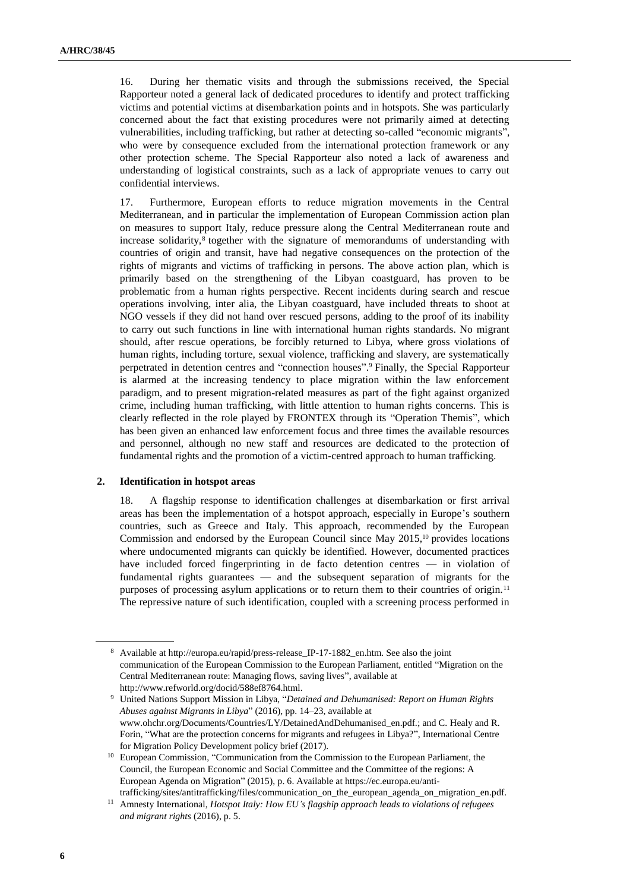16. During her thematic visits and through the submissions received, the Special Rapporteur noted a general lack of dedicated procedures to identify and protect trafficking victims and potential victims at disembarkation points and in hotspots. She was particularly concerned about the fact that existing procedures were not primarily aimed at detecting vulnerabilities, including trafficking, but rather at detecting so-called "economic migrants", who were by consequence excluded from the international protection framework or any other protection scheme. The Special Rapporteur also noted a lack of awareness and understanding of logistical constraints, such as a lack of appropriate venues to carry out confidential interviews.

17. Furthermore, European efforts to reduce migration movements in the Central Mediterranean, and in particular the implementation of European Commission action plan on measures to support Italy, reduce pressure along the Central Mediterranean route and increase solidarity,[8] together with the signature of memorandums of understanding with countries of origin and transit, have had negative consequences on the protection of the rights of migrants and victims of trafficking in persons. The above action plan, which is primarily based on the strengthening of the Libyan coastguard, has proven to be problematic from a human rights perspective. Recent incidents during search and rescue operations involving, inter alia, the Libyan coastguard, have included threats to shoot at NGO vessels if they did not hand over rescued persons, adding to the proof of its inability to carry out such functions in line with international human rights standards. No migrant should, after rescue operations, be forcibly returned to Libya, where gross violations of human rights, including torture, sexual violence, trafficking and slavery, are systematically perpetrated in detention centres and "connection houses".[9] Finally, the Special Rapporteur is alarmed at the increasing tendency to place migration within the law enforcement paradigm, and to present migration-related measures as part of the fight against organized crime, including human trafficking, with little attention to human rights concerns. This is clearly reflected in the role played by FRONTEX through its "Operation Themis", which has been given an enhanced law enforcement focus and three times the available resources and personnel, although no new staff and resources are dedicated to the protection of fundamental rights and the promotion of a victim-centred approach to human trafficking.

### 2. Identification in hotspot areas

18. A flagship response to identification challenges at disembarkation or first arrival areas has been the implementation of a hotspot approach, especially in Europe's southern countries, such as Greece and Italy. This approach, recommended by the European Commission and endorsed by the European Council since May 2015,[10] provides locations where undocumented migrants can quickly be identified. However, documented practices have included forced fingerprinting in de facto detention centres — in violation of fundamental rights guarantees — and the subsequent separation of migrants for the purposes of processing asylum applications or to return them to their countries of origin.[11] The repressive nature of such identification, coupled with a screening process performed in

---

[8] Available at http://europa.eu/rapid/press-release_IP-17-1882_en.htm. See also the joint communication of the European Commission to the European Parliament, entitled "Migration on the Central Mediterranean route: Managing flows, saving lives", available at http://www.refworld.org/docid/588ef8764.html.

[9] United Nations Support Mission in Libya, "*Detained and Dehumanised: Report on Human Rights Abuses against Migrants in Libya*" (2016), pp. 14–23, available at www.ohchr.org/Documents/Countries/LY/DetainedAndDehumanised_en.pdf.; and C. Healy and R. Forin, "What are the protection concerns for migrants and refugees in Libya?", International Centre for Migration Policy Development policy brief (2017).

[10] European Commission, "Communication from the Commission to the European Parliament, the Council, the European Economic and Social Committee and the Committee of the regions: A European Agenda on Migration" (2015), p. 6. Available at https://ec.europa.eu/anti-trafficking/sites/antitrafficking/files/communication_on_the_european_agenda_on_migration_en.pdf.

[11] Amnesty International, *Hotspot Italy: How EU's flagship approach leads to violations of refugees and migrant rights* (2016), p. 5.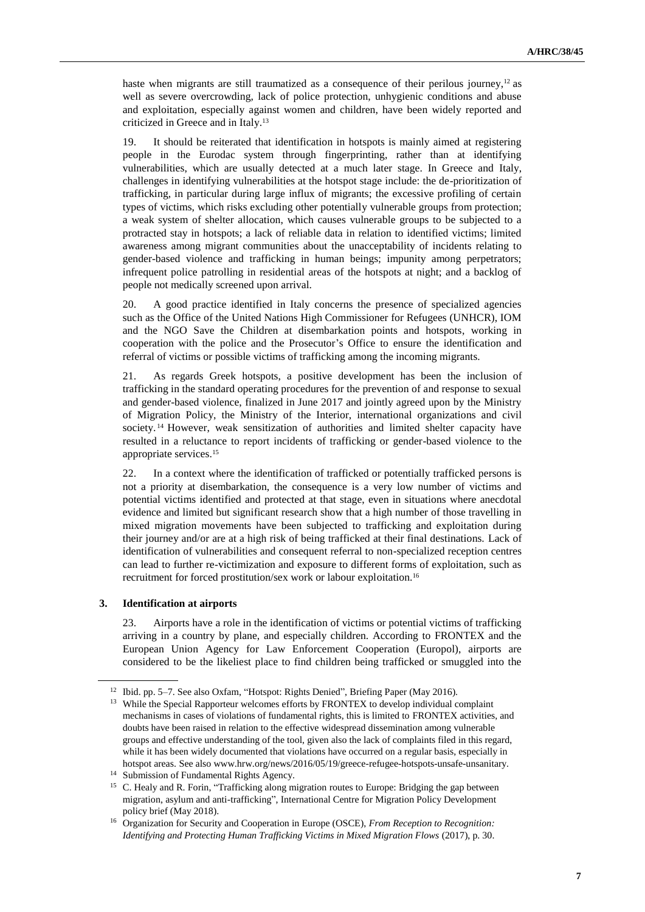haste when migrants are still traumatized as a consequence of their perilous journey,[12] as well as severe overcrowding, lack of police protection, unhygienic conditions and abuse and exploitation, especially against women and children, have been widely reported and criticized in Greece and in Italy.[13]

19. It should be reiterated that identification in hotspots is mainly aimed at registering people in the Eurodac system through fingerprinting, rather than at identifying vulnerabilities, which are usually detected at a much later stage. In Greece and Italy, challenges in identifying vulnerabilities at the hotspot stage include: the de-prioritization of trafficking, in particular during large influx of migrants; the excessive profiling of certain types of victims, which risks excluding other potentially vulnerable groups from protection; a weak system of shelter allocation, which causes vulnerable groups to be subjected to a protracted stay in hotspots; a lack of reliable data in relation to identified victims; limited awareness among migrant communities about the unacceptability of incidents relating to gender-based violence and trafficking in human beings; impunity among perpetrators; infrequent police patrolling in residential areas of the hotspots at night; and a backlog of people not medically screened upon arrival.

20. A good practice identified in Italy concerns the presence of specialized agencies such as the Office of the United Nations High Commissioner for Refugees (UNHCR), IOM and the NGO Save the Children at disembarkation points and hotspots, working in cooperation with the police and the Prosecutor's Office to ensure the identification and referral of victims or possible victims of trafficking among the incoming migrants.

21. As regards Greek hotspots, a positive development has been the inclusion of trafficking in the standard operating procedures for the prevention of and response to sexual and gender-based violence, finalized in June 2017 and jointly agreed upon by the Ministry of Migration Policy, the Ministry of the Interior, international organizations and civil society.[14] However, weak sensitization of authorities and limited shelter capacity have resulted in a reluctance to report incidents of trafficking or gender-based violence to the appropriate services.[15]

22. In a context where the identification of trafficked or potentially trafficked persons is not a priority at disembarkation, the consequence is a very low number of victims and potential victims identified and protected at that stage, even in situations where anecdotal evidence and limited but significant research show that a high number of those travelling in mixed migration movements have been subjected to trafficking and exploitation during their journey and/or are at a high risk of being trafficked at their final destinations. Lack of identification of vulnerabilities and consequent referral to non-specialized reception centres can lead to further re-victimization and exposure to different forms of exploitation, such as recruitment for forced prostitution/sex work or labour exploitation.[16]

### 3. Identification at airports

23. Airports have a role in the identification of victims or potential victims of trafficking arriving in a country by plane, and especially children. According to FRONTEX and the European Union Agency for Law Enforcement Cooperation (Europol), airports are considered to be the likeliest place to find children being trafficked or smuggled into the

---

[12] Ibid. pp. 5–7. See also Oxfam, "Hotspot: Rights Denied", Briefing Paper (May 2016).

[13] While the Special Rapporteur welcomes efforts by FRONTEX to develop individual complaint mechanisms in cases of violations of fundamental rights, this is limited to FRONTEX activities, and doubts have been raised in relation to the effective widespread dissemination among vulnerable groups and effective understanding of the tool, given also the lack of complaints filed in this regard, while it has been widely documented that violations have occurred on a regular basis, especially in hotspot areas. See also www.hrw.org/news/2016/05/19/greece-refugee-hotspots-unsafe-unsanitary.

[14] Submission of Fundamental Rights Agency.

[15] C. Healy and R. Forin, "Trafficking along migration routes to Europe: Bridging the gap between migration, asylum and anti-trafficking", International Centre for Migration Policy Development policy brief (May 2018).

[16] Organization for Security and Cooperation in Europe (OSCE), *From Reception to Recognition: Identifying and Protecting Human Trafficking Victims in Mixed Migration Flows* (2017), p. 30.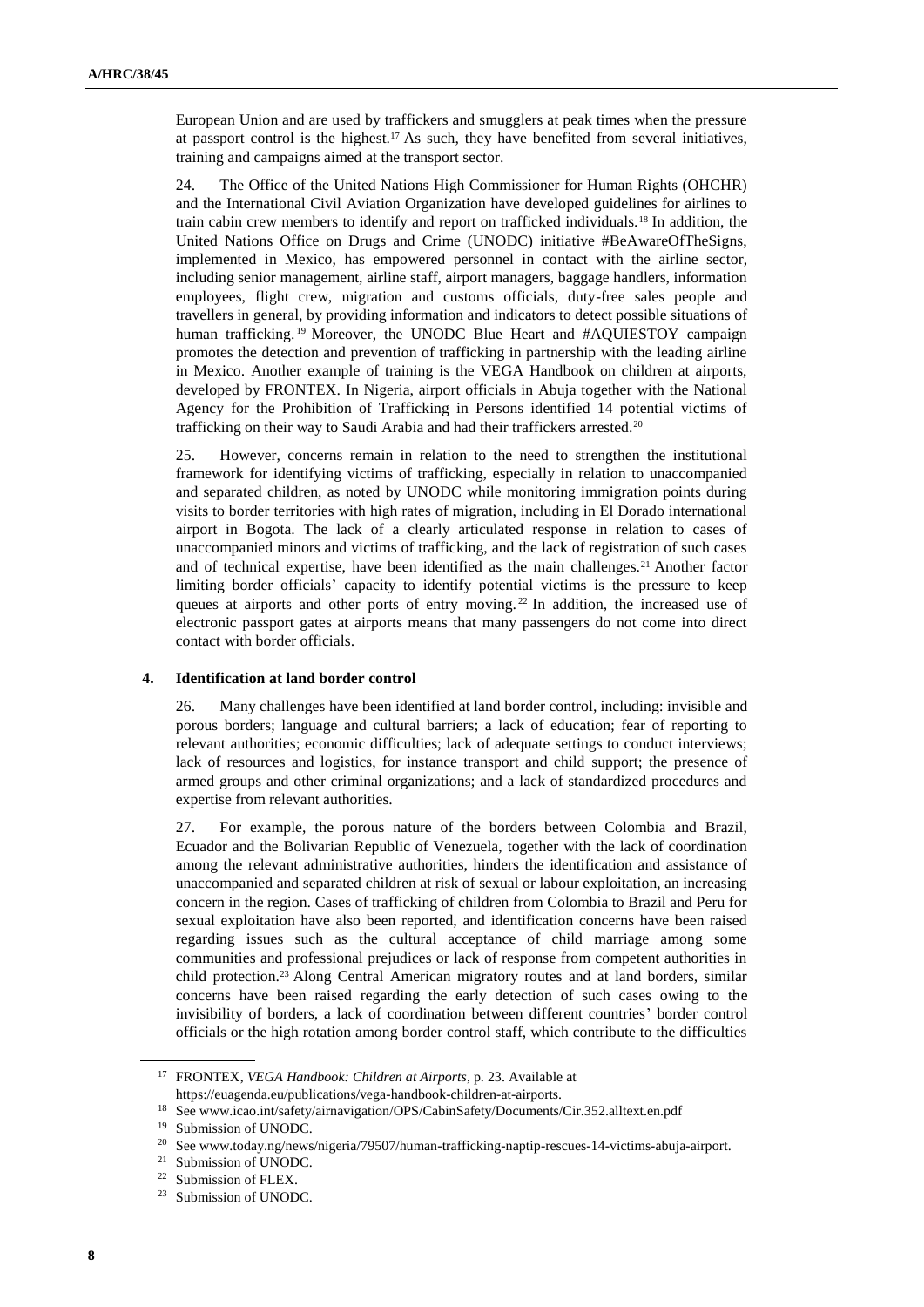European Union and are used by traffickers and smugglers at peak times when the pressure at passport control is the highest.[17] As such, they have benefited from several initiatives, training and campaigns aimed at the transport sector.

24. The Office of the United Nations High Commissioner for Human Rights (OHCHR) and the International Civil Aviation Organization have developed guidelines for airlines to train cabin crew members to identify and report on trafficked individuals.[18] In addition, the United Nations Office on Drugs and Crime (UNODC) initiative #BeAwareOfTheSigns, implemented in Mexico, has empowered personnel in contact with the airline sector, including senior management, airline staff, airport managers, baggage handlers, information employees, flight crew, migration and customs officials, duty-free sales people and travellers in general, by providing information and indicators to detect possible situations of human trafficking.[19] Moreover, the UNODC Blue Heart and #AQUIESTOY campaign promotes the detection and prevention of trafficking in partnership with the leading airline in Mexico. Another example of training is the VEGA Handbook on children at airports, developed by FRONTEX. In Nigeria, airport officials in Abuja together with the National Agency for the Prohibition of Trafficking in Persons identified 14 potential victims of trafficking on their way to Saudi Arabia and had their traffickers arrested.[20]

25. However, concerns remain in relation to the need to strengthen the institutional framework for identifying victims of trafficking, especially in relation to unaccompanied and separated children, as noted by UNODC while monitoring immigration points during visits to border territories with high rates of migration, including in El Dorado international airport in Bogota. The lack of a clearly articulated response in relation to cases of unaccompanied minors and victims of trafficking, and the lack of registration of such cases and of technical expertise, have been identified as the main challenges.[21] Another factor limiting border officials' capacity to identify potential victims is the pressure to keep queues at airports and other ports of entry moving.[22] In addition, the increased use of electronic passport gates at airports means that many passengers do not come into direct contact with border officials.

#### 4. Identification at land border control

26. Many challenges have been identified at land border control, including: invisible and porous borders; language and cultural barriers; a lack of education; fear of reporting to relevant authorities; economic difficulties; lack of adequate settings to conduct interviews; lack of resources and logistics, for instance transport and child support; the presence of armed groups and other criminal organizations; and a lack of standardized procedures and expertise from relevant authorities.

27. For example, the porous nature of the borders between Colombia and Brazil, Ecuador and the Bolivarian Republic of Venezuela, together with the lack of coordination among the relevant administrative authorities, hinders the identification and assistance of unaccompanied and separated children at risk of sexual or labour exploitation, an increasing concern in the region. Cases of trafficking of children from Colombia to Brazil and Peru for sexual exploitation have also been reported, and identification concerns have been raised regarding issues such as the cultural acceptance of child marriage among some communities and professional prejudices or lack of response from competent authorities in child protection.[23] Along Central American migratory routes and at land borders, similar concerns have been raised regarding the early detection of such cases owing to the invisibility of borders, a lack of coordination between different countries' border control officials or the high rotation among border control staff, which contribute to the difficulties

---

[17] FRONTEX, *VEGA Handbook: Children at Airports*, p. 23. Available at https://euagenda.eu/publications/vega-handbook-children-at-airports.

[18] See www.icao.int/safety/airnavigation/OPS/CabinSafety/Documents/Cir.352.alltext.en.pdf

[19] Submission of UNODC.

[20] See www.today.ng/news/nigeria/79507/human-trafficking-naptip-rescues-14-victims-abuja-airport.

[21] Submission of UNODC.

[22] Submission of FLEX.

[23] Submission of UNODC.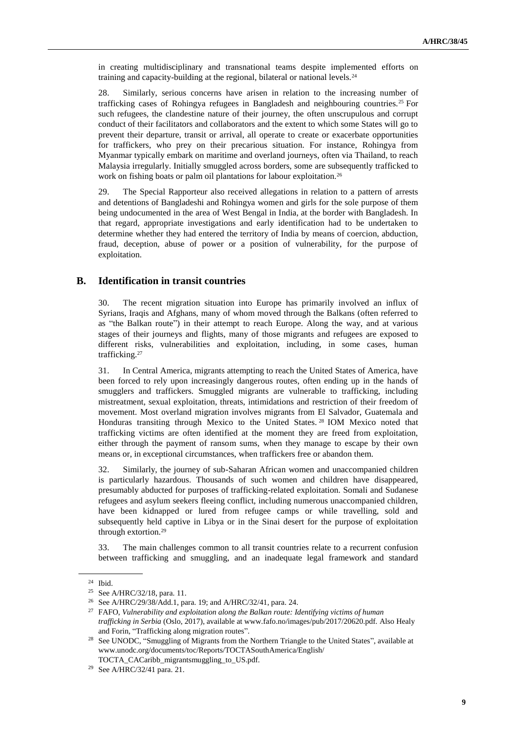in creating multidisciplinary and transnational teams despite implemented efforts on training and capacity-building at the regional, bilateral or national levels.[24]

28. Similarly, serious concerns have arisen in relation to the increasing number of trafficking cases of Rohingya refugees in Bangladesh and neighbouring countries.[25] For such refugees, the clandestine nature of their journey, the often unscrupulous and corrupt conduct of their facilitators and collaborators and the extent to which some States will go to prevent their departure, transit or arrival, all operate to create or exacerbate opportunities for traffickers, who prey on their precarious situation. For instance, Rohingya from Myanmar typically embark on maritime and overland journeys, often via Thailand, to reach Malaysia irregularly. Initially smuggled across borders, some are subsequently trafficked to work on fishing boats or palm oil plantations for labour exploitation.[26]

29. The Special Rapporteur also received allegations in relation to a pattern of arrests and detentions of Bangladeshi and Rohingya women and girls for the sole purpose of them being undocumented in the area of West Bengal in India, at the border with Bangladesh. In that regard, appropriate investigations and early identification had to be undertaken to determine whether they had entered the territory of India by means of coercion, abduction, fraud, deception, abuse of power or a position of vulnerability, for the purpose of exploitation.

## B. Identification in transit countries

30. The recent migration situation into Europe has primarily involved an influx of Syrians, Iraqis and Afghans, many of whom moved through the Balkans (often referred to as "the Balkan route") in their attempt to reach Europe. Along the way, and at various stages of their journeys and flights, many of those migrants and refugees are exposed to different risks, vulnerabilities and exploitation, including, in some cases, human trafficking.[27]

31. In Central America, migrants attempting to reach the United States of America, have been forced to rely upon increasingly dangerous routes, often ending up in the hands of smugglers and traffickers. Smuggled migrants are vulnerable to trafficking, including mistreatment, sexual exploitation, threats, intimidations and restriction of their freedom of movement. Most overland migration involves migrants from El Salvador, Guatemala and Honduras transiting through Mexico to the United States.[28] IOM Mexico noted that trafficking victims are often identified at the moment they are freed from exploitation, either through the payment of ransom sums, when they manage to escape by their own means or, in exceptional circumstances, when traffickers free or abandon them.

32. Similarly, the journey of sub-Saharan African women and unaccompanied children is particularly hazardous. Thousands of such women and children have disappeared, presumably abducted for purposes of trafficking-related exploitation. Somali and Sudanese refugees and asylum seekers fleeing conflict, including numerous unaccompanied children, have been kidnapped or lured from refugee camps or while travelling, sold and subsequently held captive in Libya or in the Sinai desert for the purpose of exploitation through extortion.[29]

33. The main challenges common to all transit countries relate to a recurrent confusion between trafficking and smuggling, and an inadequate legal framework and standard

---

[24] Ibid.

[25] See A/HRC/32/18, para. 11.

[26] See A/HRC/29/38/Add.1, para. 19; and A/HRC/32/41, para. 24.

[27] FAFO, *Vulnerability and exploitation along the Balkan route: Identifying victims of human trafficking in Serbia* (Oslo, 2017), available at www.fafo.no/images/pub/2017/20620.pdf. Also Healy and Forin, "Trafficking along migration routes".

[28] See UNODC, "Smuggling of Migrants from the Northern Triangle to the United States", available at www.unodc.org/documents/toc/Reports/TOCTASouthAmerica/English/TOCTA_CACaribb_migrantsmuggling_to_US.pdf.

[29] See A/HRC/32/41 para. 21.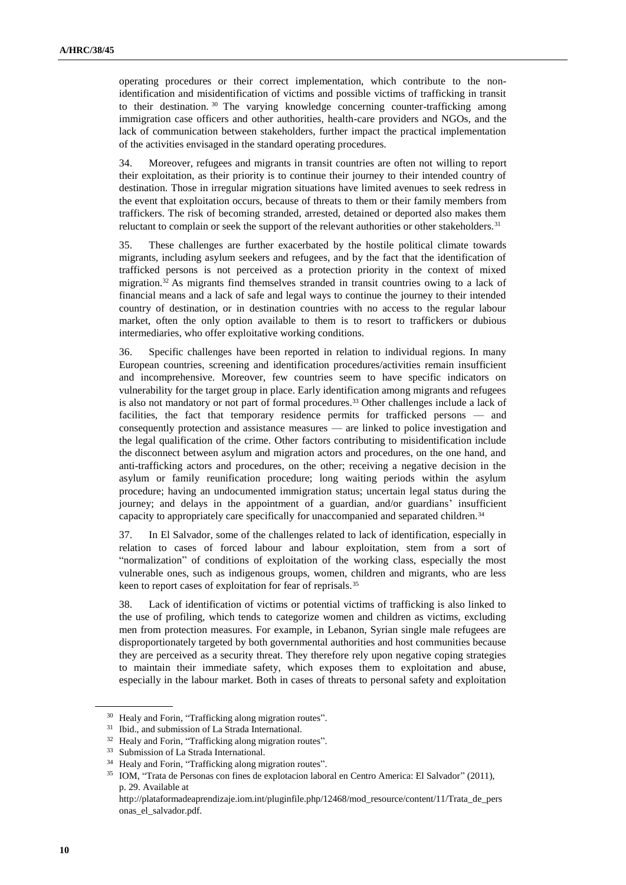operating procedures or their correct implementation, which contribute to the non-identification and misidentification of victims and possible victims of trafficking in transit to their destination.[30] The varying knowledge concerning counter-trafficking among immigration case officers and other authorities, health-care providers and NGOs, and the lack of communication between stakeholders, further impact the practical implementation of the activities envisaged in the standard operating procedures.

34. Moreover, refugees and migrants in transit countries are often not willing to report their exploitation, as their priority is to continue their journey to their intended country of destination. Those in irregular migration situations have limited avenues to seek redress in the event that exploitation occurs, because of threats to them or their family members from traffickers. The risk of becoming stranded, arrested, detained or deported also makes them reluctant to complain or seek the support of the relevant authorities or other stakeholders.[31]

35. These challenges are further exacerbated by the hostile political climate towards migrants, including asylum seekers and refugees, and by the fact that the identification of trafficked persons is not perceived as a protection priority in the context of mixed migration.[32] As migrants find themselves stranded in transit countries owing to a lack of financial means and a lack of safe and legal ways to continue the journey to their intended country of destination, or in destination countries with no access to the regular labour market, often the only option available to them is to resort to traffickers or dubious intermediaries, who offer exploitative working conditions.

36. Specific challenges have been reported in relation to individual regions. In many European countries, screening and identification procedures/activities remain insufficient and incomprehensive. Moreover, few countries seem to have specific indicators on vulnerability for the target group in place. Early identification among migrants and refugees is also not mandatory or not part of formal procedures.[33] Other challenges include a lack of facilities, the fact that temporary residence permits for trafficked persons — and consequently protection and assistance measures — are linked to police investigation and the legal qualification of the crime. Other factors contributing to misidentification include the disconnect between asylum and migration actors and procedures, on the one hand, and anti-trafficking actors and procedures, on the other; receiving a negative decision in the asylum or family reunification procedure; long waiting periods within the asylum procedure; having an undocumented immigration status; uncertain legal status during the journey; and delays in the appointment of a guardian, and/or guardians' insufficient capacity to appropriately care specifically for unaccompanied and separated children.[34]

37. In El Salvador, some of the challenges related to lack of identification, especially in relation to cases of forced labour and labour exploitation, stem from a sort of "normalization" of conditions of exploitation of the working class, especially the most vulnerable ones, such as indigenous groups, women, children and migrants, who are less keen to report cases of exploitation for fear of reprisals.[35]

38. Lack of identification of victims or potential victims of trafficking is also linked to the use of profiling, which tends to categorize women and children as victims, excluding men from protection measures. For example, in Lebanon, Syrian single male refugees are disproportionately targeted by both governmental authorities and host communities because they are perceived as a security threat. They therefore rely upon negative coping strategies to maintain their immediate safety, which exposes them to exploitation and abuse, especially in the labour market. Both in cases of threats to personal safety and exploitation

---

[30] Healy and Forin, "Trafficking along migration routes".

[31] Ibid., and submission of La Strada International.

[32] Healy and Forin, "Trafficking along migration routes".

[33] Submission of La Strada International.

[34] Healy and Forin, "Trafficking along migration routes".

[35] IOM, "Trata de Personas con fines de explotacion laboral en Centro America: El Salvador" (2011), p. 29. Available at http://plataformadeaprendizaje.iom.int/pluginfile.php/12468/mod_resource/content/11/Trata_de_personas_el_salvador.pdf.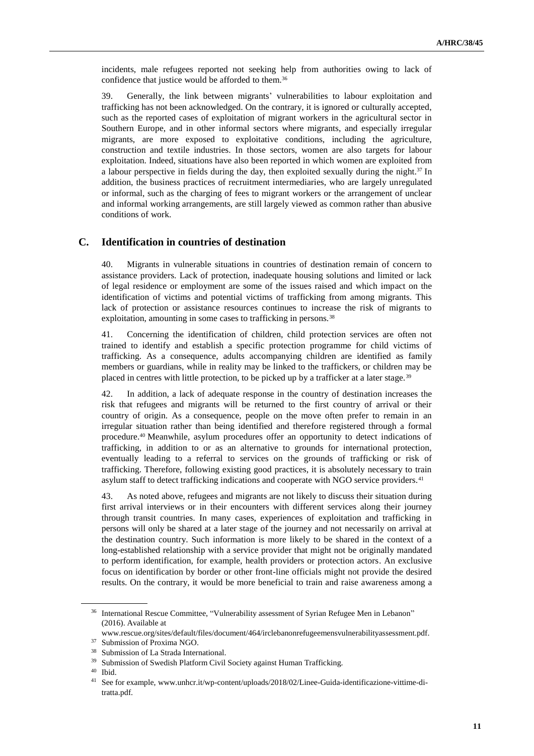incidents, male refugees reported not seeking help from authorities owing to lack of confidence that justice would be afforded to them.[36]

39. Generally, the link between migrants' vulnerabilities to labour exploitation and trafficking has not been acknowledged. On the contrary, it is ignored or culturally accepted, such as the reported cases of exploitation of migrant workers in the agricultural sector in Southern Europe, and in other informal sectors where migrants, and especially irregular migrants, are more exposed to exploitative conditions, including the agriculture, construction and textile industries. In those sectors, women are also targets for labour exploitation. Indeed, situations have also been reported in which women are exploited from a labour perspective in fields during the day, then exploited sexually during the night.[37] In addition, the business practices of recruitment intermediaries, who are largely unregulated or informal, such as the charging of fees to migrant workers or the arrangement of unclear and informal working arrangements, are still largely viewed as common rather than abusive conditions of work.

## C. Identification in countries of destination

40. Migrants in vulnerable situations in countries of destination remain of concern to assistance providers. Lack of protection, inadequate housing solutions and limited or lack of legal residence or employment are some of the issues raised and which impact on the identification of victims and potential victims of trafficking from among migrants. This lack of protection or assistance resources continues to increase the risk of migrants to exploitation, amounting in some cases to trafficking in persons.[38]

41. Concerning the identification of children, child protection services are often not trained to identify and establish a specific protection programme for child victims of trafficking. As a consequence, adults accompanying children are identified as family members or guardians, while in reality may be linked to the traffickers, or children may be placed in centres with little protection, to be picked up by a trafficker at a later stage.[39]

42. In addition, a lack of adequate response in the country of destination increases the risk that refugees and migrants will be returned to the first country of arrival or their country of origin. As a consequence, people on the move often prefer to remain in an irregular situation rather than being identified and therefore registered through a formal procedure.[40] Meanwhile, asylum procedures offer an opportunity to detect indications of trafficking, in addition to or as an alternative to grounds for international protection, eventually leading to a referral to services on the grounds of trafficking or risk of trafficking. Therefore, following existing good practices, it is absolutely necessary to train asylum staff to detect trafficking indications and cooperate with NGO service providers.[41]

43. As noted above, refugees and migrants are not likely to discuss their situation during first arrival interviews or in their encounters with different services along their journey through transit countries. In many cases, experiences of exploitation and trafficking in persons will only be shared at a later stage of the journey and not necessarily on arrival at the destination country. Such information is more likely to be shared in the context of a long-established relationship with a service provider that might not be originally mandated to perform identification, for example, health providers or protection actors. An exclusive focus on identification by border or other front-line officials might not provide the desired results. On the contrary, it would be more beneficial to train and raise awareness among a

---

[36] International Rescue Committee, "Vulnerability assessment of Syrian Refugee Men in Lebanon" (2016). Available at www.rescue.org/sites/default/files/document/464/irclebanonrefugeemensvulnerabilityassessment.pdf.

[37] Submission of Proxima NGO.

[38] Submission of La Strada International.

[39] Submission of Swedish Platform Civil Society against Human Trafficking.

[40] Ibid.

[41] See for example, www.unhcr.it/wp-content/uploads/2018/02/Linee-Guida-identificazione-vittime-di-tratta.pdf.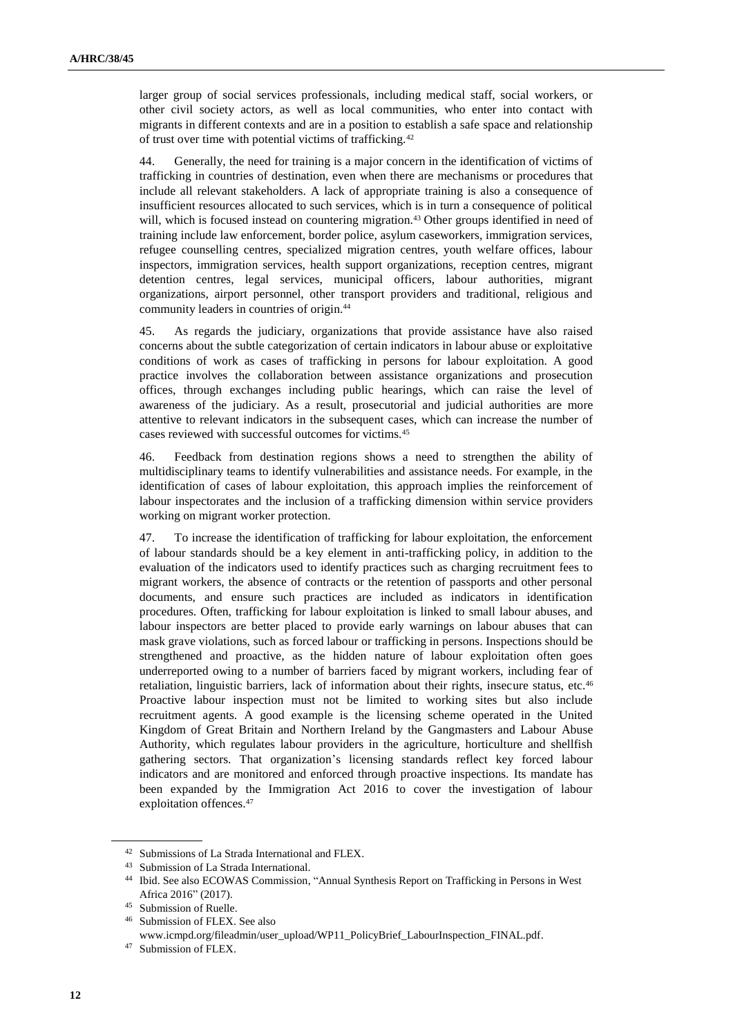larger group of social services professionals, including medical staff, social workers, or other civil society actors, as well as local communities, who enter into contact with migrants in different contexts and are in a position to establish a safe space and relationship of trust over time with potential victims of trafficking.[42]

44. Generally, the need for training is a major concern in the identification of victims of trafficking in countries of destination, even when there are mechanisms or procedures that include all relevant stakeholders. A lack of appropriate training is also a consequence of insufficient resources allocated to such services, which is in turn a consequence of political will, which is focused instead on countering migration.[43] Other groups identified in need of training include law enforcement, border police, asylum caseworkers, immigration services, refugee counselling centres, specialized migration centres, youth welfare offices, labour inspectors, immigration services, health support organizations, reception centres, migrant detention centres, legal services, municipal officers, labour authorities, migrant organizations, airport personnel, other transport providers and traditional, religious and community leaders in countries of origin.[44]

45. As regards the judiciary, organizations that provide assistance have also raised concerns about the subtle categorization of certain indicators in labour abuse or exploitative conditions of work as cases of trafficking in persons for labour exploitation. A good practice involves the collaboration between assistance organizations and prosecution offices, through exchanges including public hearings, which can raise the level of awareness of the judiciary. As a result, prosecutorial and judicial authorities are more attentive to relevant indicators in the subsequent cases, which can increase the number of cases reviewed with successful outcomes for victims.[45]

46. Feedback from destination regions shows a need to strengthen the ability of multidisciplinary teams to identify vulnerabilities and assistance needs. For example, in the identification of cases of labour exploitation, this approach implies the reinforcement of labour inspectorates and the inclusion of a trafficking dimension within service providers working on migrant worker protection.

47. To increase the identification of trafficking for labour exploitation, the enforcement of labour standards should be a key element in anti-trafficking policy, in addition to the evaluation of the indicators used to identify practices such as charging recruitment fees to migrant workers, the absence of contracts or the retention of passports and other personal documents, and ensure such practices are included as indicators in identification procedures. Often, trafficking for labour exploitation is linked to small labour abuses, and labour inspectors are better placed to provide early warnings on labour abuses that can mask grave violations, such as forced labour or trafficking in persons. Inspections should be strengthened and proactive, as the hidden nature of labour exploitation often goes underreported owing to a number of barriers faced by migrant workers, including fear of retaliation, linguistic barriers, lack of information about their rights, insecure status, etc.[46] Proactive labour inspection must not be limited to working sites but also include recruitment agents. A good example is the licensing scheme operated in the United Kingdom of Great Britain and Northern Ireland by the Gangmasters and Labour Abuse Authority, which regulates labour providers in the agriculture, horticulture and shellfish gathering sectors. That organization's licensing standards reflect key forced labour indicators and are monitored and enforced through proactive inspections. Its mandate has been expanded by the Immigration Act 2016 to cover the investigation of labour exploitation offences.[47]

---

[42] Submissions of La Strada International and FLEX.

[43] Submission of La Strada International.

[44] Ibid. See also ECOWAS Commission, "Annual Synthesis Report on Trafficking in Persons in West Africa 2016" (2017).

[45] Submission of Ruelle.

[46] Submission of FLEX. See also www.icmpd.org/fileadmin/user_upload/WP11_PolicyBrief_LabourInspection_FINAL.pdf.

[47] Submission of FLEX.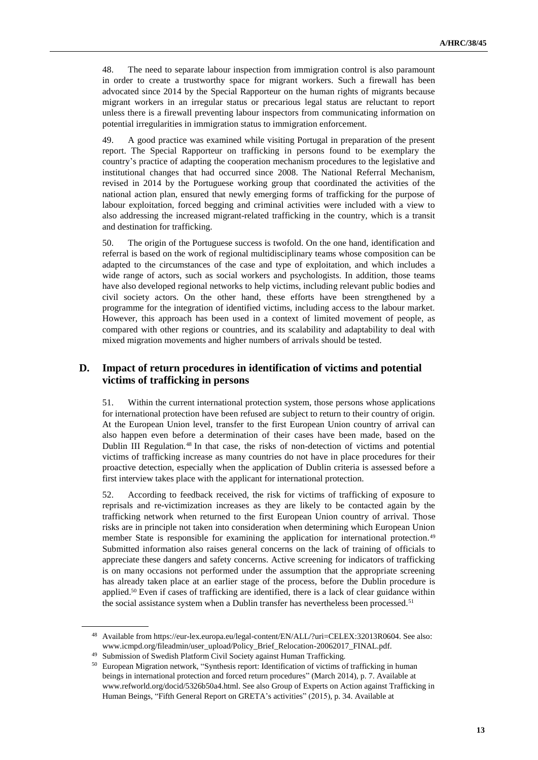48. The need to separate labour inspection from immigration control is also paramount in order to create a trustworthy space for migrant workers. Such a firewall has been advocated since 2014 by the Special Rapporteur on the human rights of migrants because migrant workers in an irregular status or precarious legal status are reluctant to report unless there is a firewall preventing labour inspectors from communicating information on potential irregularities in immigration status to immigration enforcement.

49. A good practice was examined while visiting Portugal in preparation of the present report. The Special Rapporteur on trafficking in persons found to be exemplary the country's practice of adapting the cooperation mechanism procedures to the legislative and institutional changes that had occurred since 2008. The National Referral Mechanism, revised in 2014 by the Portuguese working group that coordinated the activities of the national action plan, ensured that newly emerging forms of trafficking for the purpose of labour exploitation, forced begging and criminal activities were included with a view to also addressing the increased migrant-related trafficking in the country, which is a transit and destination for trafficking.

50. The origin of the Portuguese success is twofold. On the one hand, identification and referral is based on the work of regional multidisciplinary teams whose composition can be adapted to the circumstances of the case and type of exploitation, and which includes a wide range of actors, such as social workers and psychologists. In addition, those teams have also developed regional networks to help victims, including relevant public bodies and civil society actors. On the other hand, these efforts have been strengthened by a programme for the integration of identified victims, including access to the labour market. However, this approach has been used in a context of limited movement of people, as compared with other regions or countries, and its scalability and adaptability to deal with mixed migration movements and higher numbers of arrivals should be tested.

## D. Impact of return procedures in identification of victims and potential victims of trafficking in persons

51. Within the current international protection system, those persons whose applications for international protection have been refused are subject to return to their country of origin. At the European Union level, transfer to the first European Union country of arrival can also happen even before a determination of their cases have been made, based on the Dublin III Regulation.[48] In that case, the risks of non-detection of victims and potential victims of trafficking increase as many countries do not have in place procedures for their proactive detection, especially when the application of Dublin criteria is assessed before a first interview takes place with the applicant for international protection.

52. According to feedback received, the risk for victims of trafficking of exposure to reprisals and re-victimization increases as they are likely to be contacted again by the trafficking network when returned to the first European Union country of arrival. Those risks are in principle not taken into consideration when determining which European Union member State is responsible for examining the application for international protection.[49] Submitted information also raises general concerns on the lack of training of officials to appreciate these dangers and safety concerns. Active screening for indicators of trafficking is on many occasions not performed under the assumption that the appropriate screening has already taken place at an earlier stage of the process, before the Dublin procedure is applied.[50] Even if cases of trafficking are identified, there is a lack of clear guidance within the social assistance system when a Dublin transfer has nevertheless been processed.[51]

---

[48] Available from https://eur-lex.europa.eu/legal-content/EN/ALL/?uri=CELEX:32013R0604. See also: www.icmpd.org/fileadmin/user_upload/Policy_Brief_Relocation-20062017_FINAL.pdf.

[49] Submission of Swedish Platform Civil Society against Human Trafficking.

[50] European Migration network, "Synthesis report: Identification of victims of trafficking in human beings in international protection and forced return procedures" (March 2014), p. 7. Available at www.refworld.org/docid/5326b50a4.html. See also Group of Experts on Action against Trafficking in Human Beings, "Fifth General Report on GRETA's activities" (2015), p. 34. Available at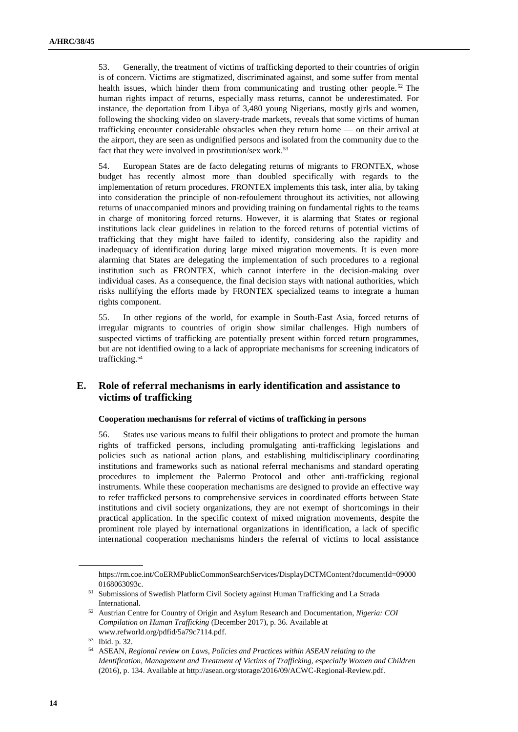53. Generally, the treatment of victims of trafficking deported to their countries of origin is of concern. Victims are stigmatized, discriminated against, and some suffer from mental health issues, which hinder them from communicating and trusting other people.[52] The human rights impact of returns, especially mass returns, cannot be underestimated. For instance, the deportation from Libya of 3,480 young Nigerians, mostly girls and women, following the shocking video on slavery-trade markets, reveals that some victims of human trafficking encounter considerable obstacles when they return home — on their arrival at the airport, they are seen as undignified persons and isolated from the community due to the fact that they were involved in prostitution/sex work.[53]

54. European States are de facto delegating returns of migrants to FRONTEX, whose budget has recently almost more than doubled specifically with regards to the implementation of return procedures. FRONTEX implements this task, inter alia, by taking into consideration the principle of non-refoulement throughout its activities, not allowing returns of unaccompanied minors and providing training on fundamental rights to the teams in charge of monitoring forced returns. However, it is alarming that States or regional institutions lack clear guidelines in relation to the forced returns of potential victims of trafficking that they might have failed to identify, considering also the rapidity and inadequacy of identification during large mixed migration movements. It is even more alarming that States are delegating the implementation of such procedures to a regional institution such as FRONTEX, which cannot interfere in the decision-making over individual cases. As a consequence, the final decision stays with national authorities, which risks nullifying the efforts made by FRONTEX specialized teams to integrate a human rights component.

55. In other regions of the world, for example in South-East Asia, forced returns of irregular migrants to countries of origin show similar challenges. High numbers of suspected victims of trafficking are potentially present within forced return programmes, but are not identified owing to a lack of appropriate mechanisms for screening indicators of trafficking.[54]

## E. Role of referral mechanisms in early identification and assistance to victims of trafficking

**Cooperation mechanisms for referral of victims of trafficking in persons**

56. States use various means to fulfil their obligations to protect and promote the human rights of trafficked persons, including promulgating anti-trafficking legislations and policies such as national action plans, and establishing multidisciplinary coordinating institutions and frameworks such as national referral mechanisms and standard operating procedures to implement the Palermo Protocol and other anti-trafficking regional instruments. While these cooperation mechanisms are designed to provide an effective way to refer trafficked persons to comprehensive services in coordinated efforts between State institutions and civil society organizations, they are not exempt of shortcomings in their practical application. In the specific context of mixed migration movements, despite the prominent role played by international organizations in identification, a lack of specific international cooperation mechanisms hinders the referral of victims to local assistance

https://rm.coe.int/CoERMPublicCommonSearchServices/DisplayDCTMContent?documentId=090000168063093c.

[51] Submissions of Swedish Platform Civil Society against Human Trafficking and La Strada International.

[52] Austrian Centre for Country of Origin and Asylum Research and Documentation, *Nigeria: COI Compilation on Human Trafficking* (December 2017), p. 36. Available at www.refworld.org/pdfid/5a79c7114.pdf.

[53] Ibid. p. 32.

[54] ASEAN, *Regional review on Laws, Policies and Practices within ASEAN relating to the Identification, Management and Treatment of Victims of Trafficking, especially Women and Children* (2016), p. 134. Available at http://asean.org/storage/2016/09/ACWC-Regional-Review.pdf.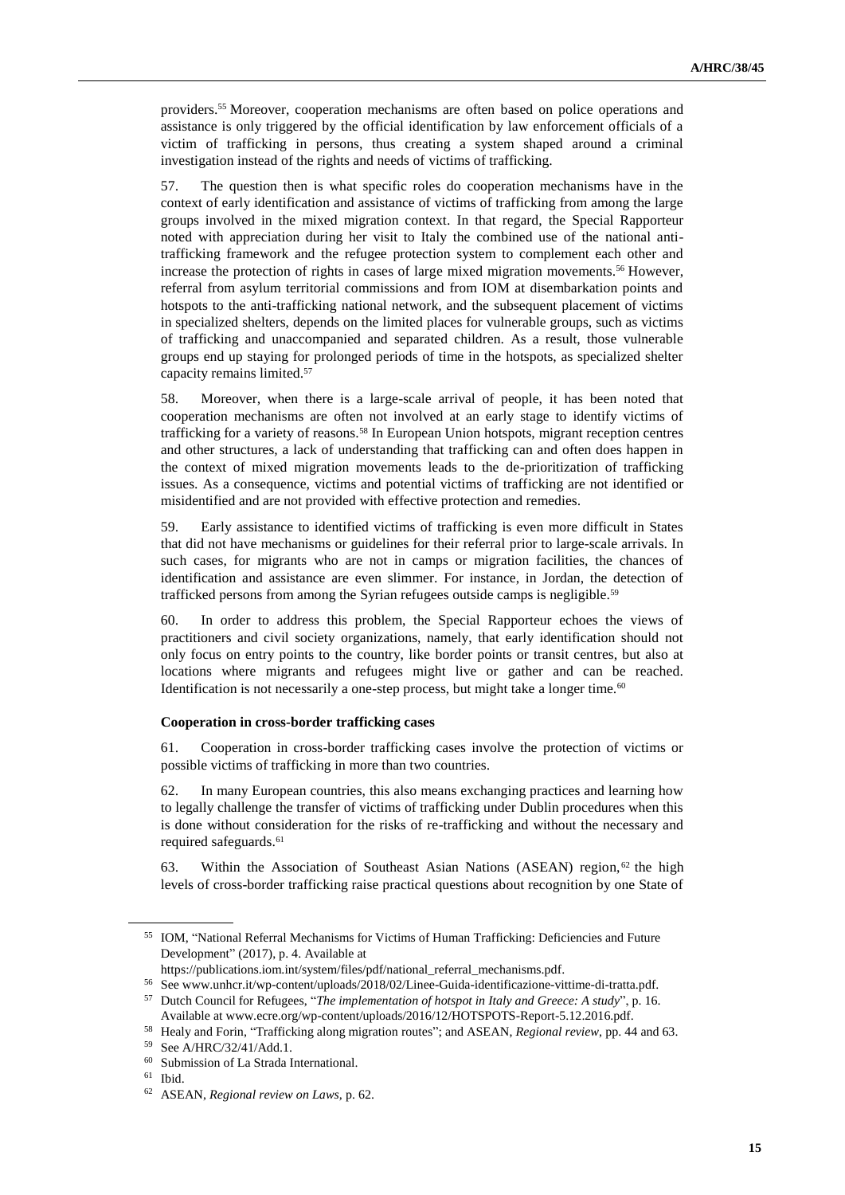providers.[55] Moreover, cooperation mechanisms are often based on police operations and assistance is only triggered by the official identification by law enforcement officials of a victim of trafficking in persons, thus creating a system shaped around a criminal investigation instead of the rights and needs of victims of trafficking.

57. The question then is what specific roles do cooperation mechanisms have in the context of early identification and assistance of victims of trafficking from among the large groups involved in the mixed migration context. In that regard, the Special Rapporteur noted with appreciation during her visit to Italy the combined use of the national anti-trafficking framework and the refugee protection system to complement each other and increase the protection of rights in cases of large mixed migration movements.[56] However, referral from asylum territorial commissions and from IOM at disembarkation points and hotspots to the anti-trafficking national network, and the subsequent placement of victims in specialized shelters, depends on the limited places for vulnerable groups, such as victims of trafficking and unaccompanied and separated children. As a result, those vulnerable groups end up staying for prolonged periods of time in the hotspots, as specialized shelter capacity remains limited.[57]

58. Moreover, when there is a large-scale arrival of people, it has been noted that cooperation mechanisms are often not involved at an early stage to identify victims of trafficking for a variety of reasons.[58] In European Union hotspots, migrant reception centres and other structures, a lack of understanding that trafficking can and often does happen in the context of mixed migration movements leads to the de-prioritization of trafficking issues. As a consequence, victims and potential victims of trafficking are not identified or misidentified and are not provided with effective protection and remedies.

59. Early assistance to identified victims of trafficking is even more difficult in States that did not have mechanisms or guidelines for their referral prior to large-scale arrivals. In such cases, for migrants who are not in camps or migration facilities, the chances of identification and assistance are even slimmer. For instance, in Jordan, the detection of trafficked persons from among the Syrian refugees outside camps is negligible.[59]

60. In order to address this problem, the Special Rapporteur echoes the views of practitioners and civil society organizations, namely, that early identification should not only focus on entry points to the country, like border points or transit centres, but also at locations where migrants and refugees might live or gather and can be reached. Identification is not necessarily a one-step process, but might take a longer time.[60]

**Cooperation in cross-border trafficking cases**

61. Cooperation in cross-border trafficking cases involve the protection of victims or possible victims of trafficking in more than two countries.

62. In many European countries, this also means exchanging practices and learning how to legally challenge the transfer of victims of trafficking under Dublin procedures when this is done without consideration for the risks of re-trafficking and without the necessary and required safeguards.[61]

63. Within the Association of Southeast Asian Nations (ASEAN) region,[62] the high levels of cross-border trafficking raise practical questions about recognition by one State of

---

[55] IOM, "National Referral Mechanisms for Victims of Human Trafficking: Deficiencies and Future Development" (2017), p. 4. Available at https://publications.iom.int/system/files/pdf/national_referral_mechanisms.pdf.

[56] See www.unhcr.it/wp-content/uploads/2018/02/Linee-Guida-identificazione-vittime-di-tratta.pdf.

[57] Dutch Council for Refugees, "*The implementation of hotspot in Italy and Greece: A study*", p. 16. Available at www.ecre.org/wp-content/uploads/2016/12/HOTSPOTS-Report-5.12.2016.pdf.

[58] Healy and Forin, "Trafficking along migration routes"; and ASEAN, *Regional review*, pp. 44 and 63.

[59] See A/HRC/32/41/Add.1.

[60] Submission of La Strada International.

[61] Ibid.

[62] ASEAN, *Regional review on Laws*, p. 62.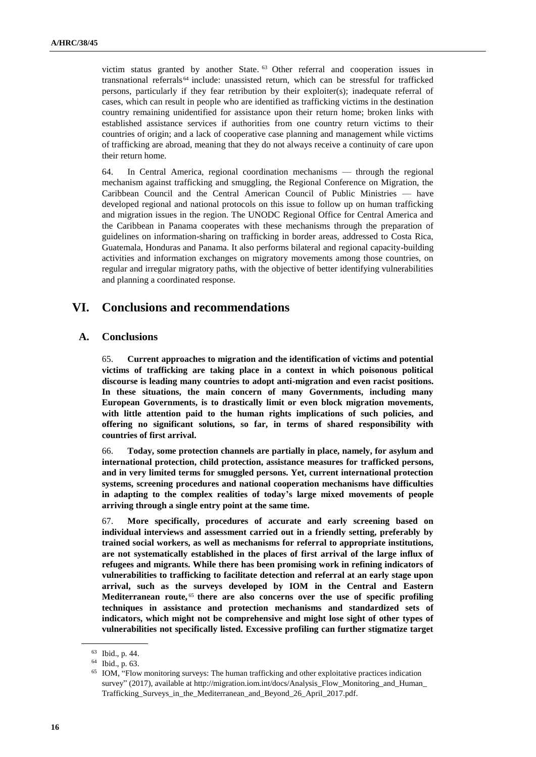victim status granted by another State.[63] Other referral and cooperation issues in transnational referrals[64] include: unassisted return, which can be stressful for trafficked persons, particularly if they fear retribution by their exploiter(s); inadequate referral of cases, which can result in people who are identified as trafficking victims in the destination country remaining unidentified for assistance upon their return home; broken links with established assistance services if authorities from one country return victims to their countries of origin; and a lack of cooperative case planning and management while victims of trafficking are abroad, meaning that they do not always receive a continuity of care upon their return home.

64. In Central America, regional coordination mechanisms — through the regional mechanism against trafficking and smuggling, the Regional Conference on Migration, the Caribbean Council and the Central American Council of Public Ministries — have developed regional and national protocols on this issue to follow up on human trafficking and migration issues in the region. The UNODC Regional Office for Central America and the Caribbean in Panama cooperates with these mechanisms through the preparation of guidelines on information-sharing on trafficking in border areas, addressed to Costa Rica, Guatemala, Honduras and Panama. It also performs bilateral and regional capacity-building activities and information exchanges on migratory movements among those countries, on regular and irregular migratory paths, with the objective of better identifying vulnerabilities and planning a coordinated response.

# VI. Conclusions and recommendations

## A. Conclusions

65. **Current approaches to migration and the identification of victims and potential victims of trafficking are taking place in a context in which poisonous political discourse is leading many countries to adopt anti-migration and even racist positions. In these situations, the main concern of many Governments, including many European Governments, is to drastically limit or even block migration movements, with little attention paid to the human rights implications of such policies, and offering no significant solutions, so far, in terms of shared responsibility with countries of first arrival.**

66. **Today, some protection channels are partially in place, namely, for asylum and international protection, child protection, assistance measures for trafficked persons, and in very limited terms for smuggled persons. Yet, current international protection systems, screening procedures and national cooperation mechanisms have difficulties in adapting to the complex realities of today's large mixed movements of people arriving through a single entry point at the same time.**

67. **More specifically, procedures of accurate and early screening based on individual interviews and assessment carried out in a friendly setting, preferably by trained social workers, as well as mechanisms for referral to appropriate institutions, are not systematically established in the places of first arrival of the large influx of refugees and migrants. While there has been promising work in refining indicators of vulnerabilities to trafficking to facilitate detection and referral at an early stage upon arrival, such as the surveys developed by IOM in the Central and Eastern Mediterranean route,[65] there are also concerns over the use of specific profiling techniques in assistance and protection mechanisms and standardized sets of indicators, which might not be comprehensive and might lose sight of other types of vulnerabilities not specifically listed. Excessive profiling can further stigmatize target**

---

[63] Ibid., p. 44.

[64] Ibid., p. 63.

[65] IOM, "Flow monitoring surveys: The human trafficking and other exploitative practices indication survey" (2017), available at http://migration.iom.int/docs/Analysis_Flow_Monitoring_and_Human_Trafficking_Surveys_in_the_Mediterranean_and_Beyond_26_April_2017.pdf.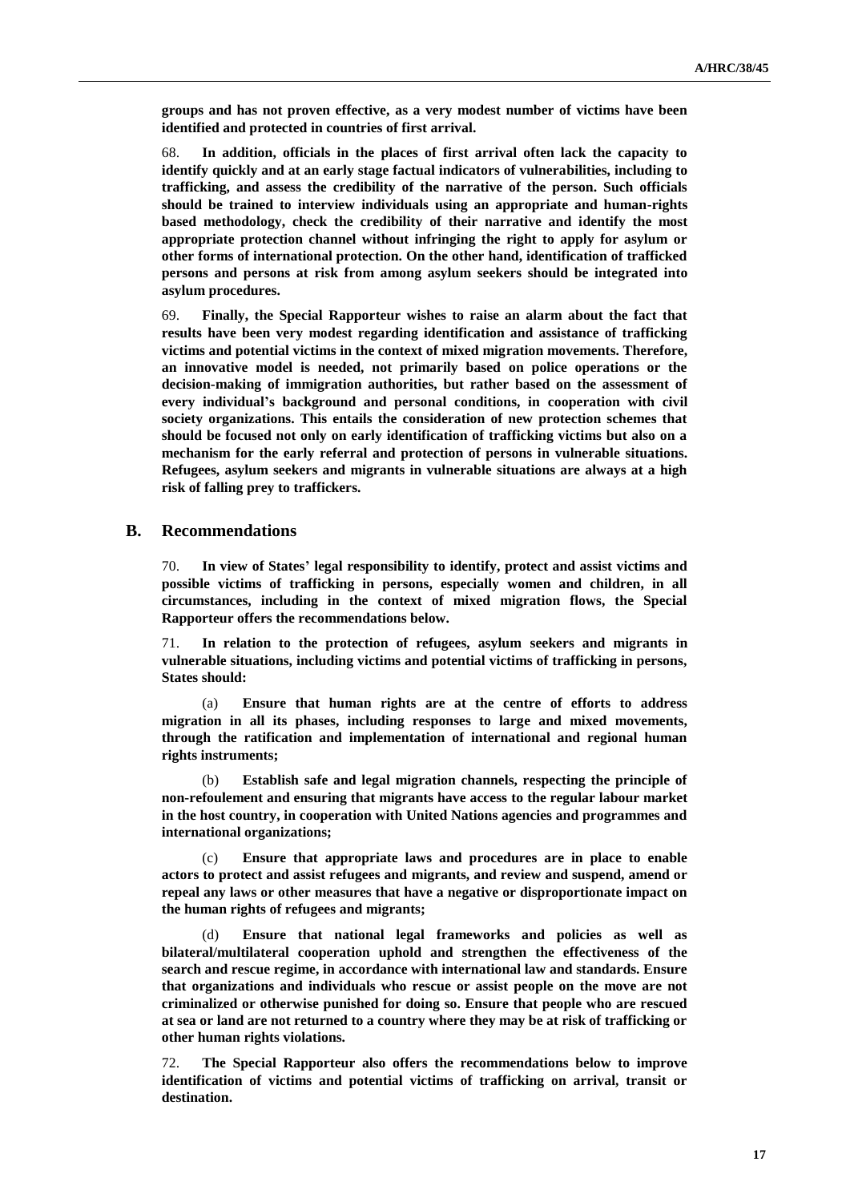**groups and has not proven effective, as a very modest number of victims have been identified and protected in countries of first arrival.**

68. **In addition, officials in the places of first arrival often lack the capacity to identify quickly and at an early stage factual indicators of vulnerabilities, including to trafficking, and assess the credibility of the narrative of the person. Such officials should be trained to interview individuals using an appropriate and human-rights based methodology, check the credibility of their narrative and identify the most appropriate protection channel without infringing the right to apply for asylum or other forms of international protection. On the other hand, identification of trafficked persons and persons at risk from among asylum seekers should be integrated into asylum procedures.**

69. **Finally, the Special Rapporteur wishes to raise an alarm about the fact that results have been very modest regarding identification and assistance of trafficking victims and potential victims in the context of mixed migration movements. Therefore, an innovative model is needed, not primarily based on police operations or the decision-making of immigration authorities, but rather based on the assessment of every individual's background and personal conditions, in cooperation with civil society organizations. This entails the consideration of new protection schemes that should be focused not only on early identification of trafficking victims but also on a mechanism for the early referral and protection of persons in vulnerable situations. Refugees, asylum seekers and migrants in vulnerable situations are always at a high risk of falling prey to traffickers.**

## B. Recommendations

70. **In view of States' legal responsibility to identify, protect and assist victims and possible victims of trafficking in persons, especially women and children, in all circumstances, including in the context of mixed migration flows, the Special Rapporteur offers the recommendations below.**

71. **In relation to the protection of refugees, asylum seekers and migrants in vulnerable situations, including victims and potential victims of trafficking in persons, States should:**

(a) **Ensure that human rights are at the centre of efforts to address migration in all its phases, including responses to large and mixed movements, through the ratification and implementation of international and regional human rights instruments;**

(b) **Establish safe and legal migration channels, respecting the principle of non-refoulement and ensuring that migrants have access to the regular labour market in the host country, in cooperation with United Nations agencies and programmes and international organizations;**

(c) **Ensure that appropriate laws and procedures are in place to enable actors to protect and assist refugees and migrants, and review and suspend, amend or repeal any laws or other measures that have a negative or disproportionate impact on the human rights of refugees and migrants;**

(d) **Ensure that national legal frameworks and policies as well as bilateral/multilateral cooperation uphold and strengthen the effectiveness of the search and rescue regime, in accordance with international law and standards. Ensure that organizations and individuals who rescue or assist people on the move are not criminalized or otherwise punished for doing so. Ensure that people who are rescued at sea or land are not returned to a country where they may be at risk of trafficking or other human rights violations.**

72. **The Special Rapporteur also offers the recommendations below to improve identification of victims and potential victims of trafficking on arrival, transit or destination.**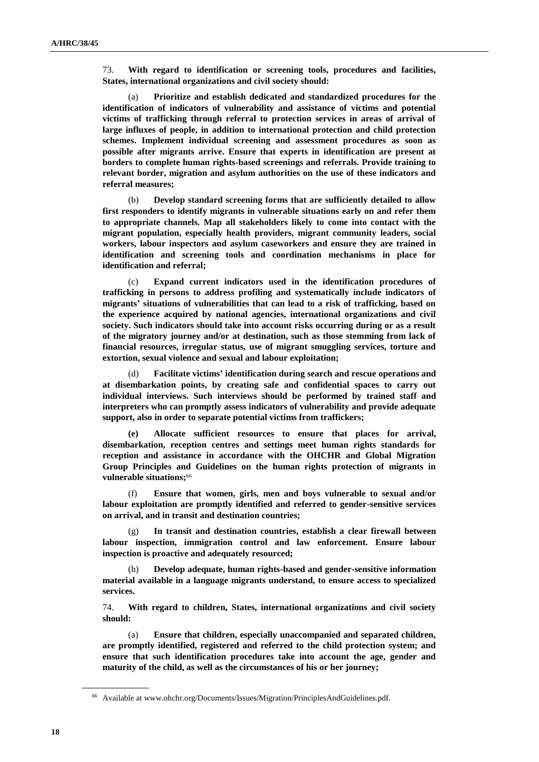73. **With regard to identification or screening tools, procedures and facilities, States, international organizations and civil society should:**

(a) **Prioritize and establish dedicated and standardized procedures for the identification of indicators of vulnerability and assistance of victims and potential victims of trafficking through referral to protection services in areas of arrival of large influxes of people, in addition to international protection and child protection schemes. Implement individual screening and assessment procedures as soon as possible after migrants arrive. Ensure that experts in identification are present at borders to complete human rights-based screenings and referrals. Provide training to relevant border, migration and asylum authorities on the use of these indicators and referral measures;**

(b) **Develop standard screening forms that are sufficiently detailed to allow first responders to identify migrants in vulnerable situations early on and refer them to appropriate channels. Map all stakeholders likely to come into contact with the migrant population, especially health providers, migrant community leaders, social workers, labour inspectors and asylum caseworkers and ensure they are trained in identification and screening tools and coordination mechanisms in place for identification and referral;**

(c) **Expand current indicators used in the identification procedures of trafficking in persons to address profiling and systematically include indicators of migrants' situations of vulnerabilities that can lead to a risk of trafficking, based on the experience acquired by national agencies, international organizations and civil society. Such indicators should take into account risks occurring during or as a result of the migratory journey and/or at destination, such as those stemming from lack of financial resources, irregular status, use of migrant smuggling services, torture and extortion, sexual violence and sexual and labour exploitation;**

(d) **Facilitate victims' identification during search and rescue operations and at disembarkation points, by creating safe and confidential spaces to carry out individual interviews. Such interviews should be performed by trained staff and interpreters who can promptly assess indicators of vulnerability and provide adequate support, also in order to separate potential victims from traffickers;**

**(e) Allocate sufficient resources to ensure that places for arrival, disembarkation, reception centres and settings meet human rights standards for reception and assistance in accordance with the OHCHR and Global Migration Group Principles and Guidelines on the human rights protection of migrants in vulnerable situations;**[66]

(f) **Ensure that women, girls, men and boys vulnerable to sexual and/or labour exploitation are promptly identified and referred to gender-sensitive services on arrival, and in transit and destination countries;**

(g) **In transit and destination countries, establish a clear firewall between labour inspection, immigration control and law enforcement. Ensure labour inspection is proactive and adequately resourced;**

(h) **Develop adequate, human rights-based and gender-sensitive information material available in a language migrants understand, to ensure access to specialized services.**

74. **With regard to children, States, international organizations and civil society should:**

(a) **Ensure that children, especially unaccompanied and separated children, are promptly identified, registered and referred to the child protection system; and ensure that such identification procedures take into account the age, gender and maturity of the child, as well as the circumstances of his or her journey;**

[66] Available at www.ohchr.org/Documents/Issues/Migration/PrinciplesAndGuidelines.pdf.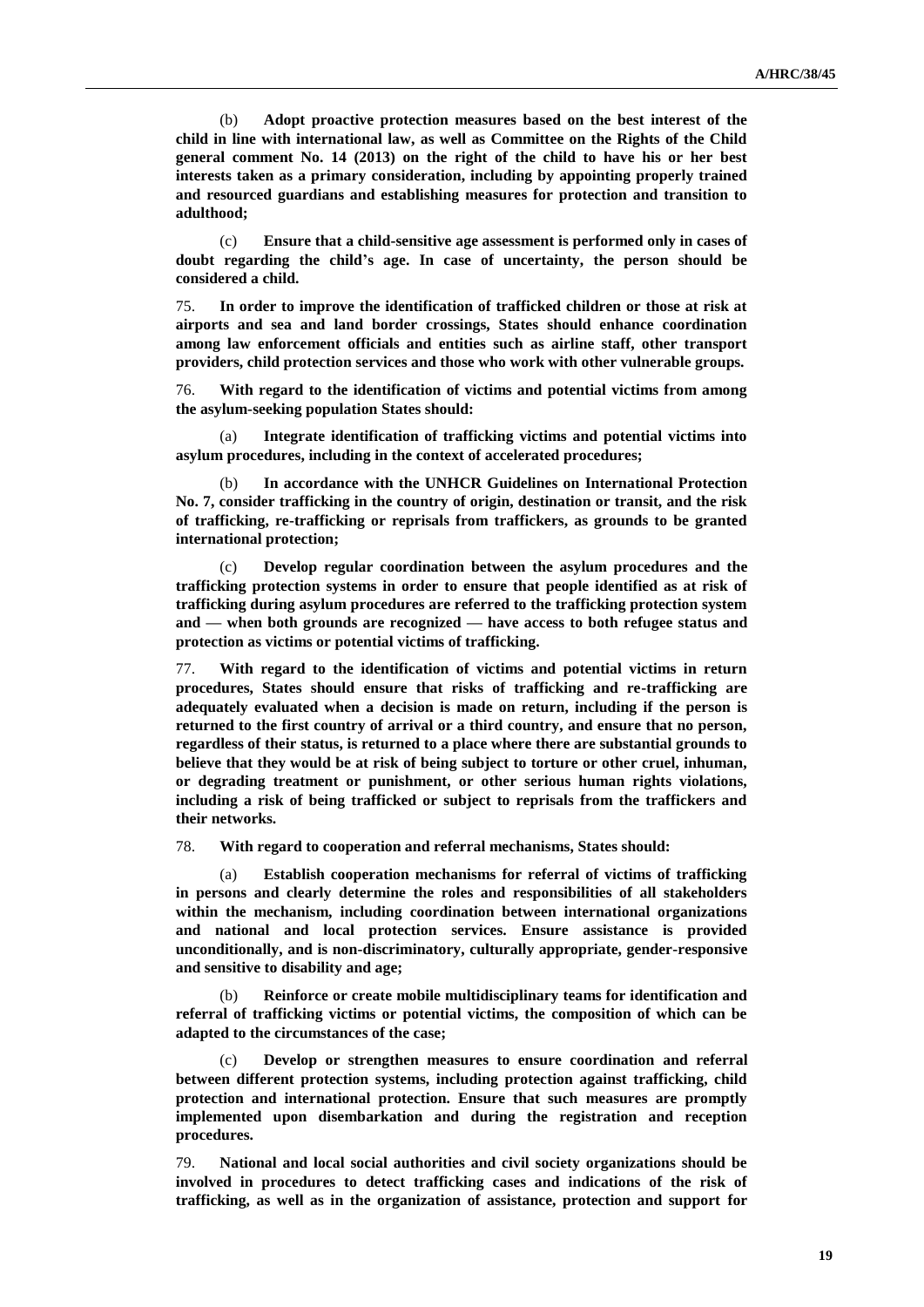(b) **Adopt proactive protection measures based on the best interest of the child in line with international law, as well as Committee on the Rights of the Child general comment No. 14 (2013) on the right of the child to have his or her best interests taken as a primary consideration, including by appointing properly trained and resourced guardians and establishing measures for protection and transition to adulthood;**

(c) **Ensure that a child-sensitive age assessment is performed only in cases of doubt regarding the child's age. In case of uncertainty, the person should be considered a child.**

75. **In order to improve the identification of trafficked children or those at risk at airports and sea and land border crossings, States should enhance coordination among law enforcement officials and entities such as airline staff, other transport providers, child protection services and those who work with other vulnerable groups.**

76. **With regard to the identification of victims and potential victims from among the asylum-seeking population States should:**

(a) **Integrate identification of trafficking victims and potential victims into asylum procedures, including in the context of accelerated procedures;**

(b) **In accordance with the UNHCR Guidelines on International Protection No. 7, consider trafficking in the country of origin, destination or transit, and the risk of trafficking, re-trafficking or reprisals from traffickers, as grounds to be granted international protection;**

(c) **Develop regular coordination between the asylum procedures and the trafficking protection systems in order to ensure that people identified as at risk of trafficking during asylum procedures are referred to the trafficking protection system and — when both grounds are recognized — have access to both refugee status and protection as victims or potential victims of trafficking.**

77. **With regard to the identification of victims and potential victims in return procedures, States should ensure that risks of trafficking and re-trafficking are adequately evaluated when a decision is made on return, including if the person is returned to the first country of arrival or a third country, and ensure that no person, regardless of their status, is returned to a place where there are substantial grounds to believe that they would be at risk of being subject to torture or other cruel, inhuman, or degrading treatment or punishment, or other serious human rights violations, including a risk of being trafficked or subject to reprisals from the traffickers and their networks.**

78. **With regard to cooperation and referral mechanisms, States should:**

(a) **Establish cooperation mechanisms for referral of victims of trafficking in persons and clearly determine the roles and responsibilities of all stakeholders within the mechanism, including coordination between international organizations and national and local protection services. Ensure assistance is provided unconditionally, and is non-discriminatory, culturally appropriate, gender-responsive and sensitive to disability and age;**

(b) **Reinforce or create mobile multidisciplinary teams for identification and referral of trafficking victims or potential victims, the composition of which can be adapted to the circumstances of the case;**

(c) **Develop or strengthen measures to ensure coordination and referral between different protection systems, including protection against trafficking, child protection and international protection. Ensure that such measures are promptly implemented upon disembarkation and during the registration and reception procedures.**

79. **National and local social authorities and civil society organizations should be involved in procedures to detect trafficking cases and indications of the risk of trafficking, as well as in the organization of assistance, protection and support for**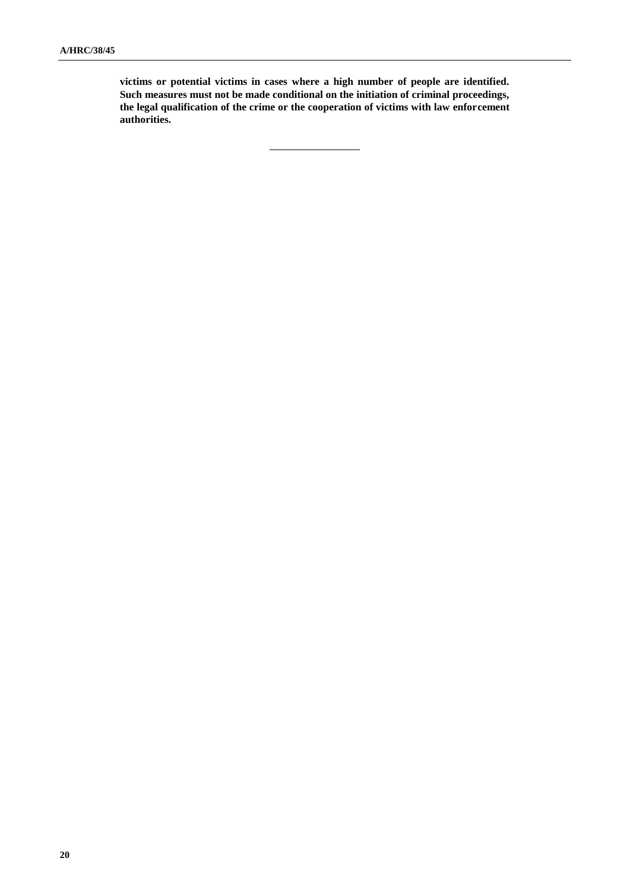**victims or potential victims in cases where a high number of people are identified. Such measures must not be made conditional on the initiation of criminal proceedings, the legal qualification of the crime or the cooperation of victims with law enforcement authorities.**